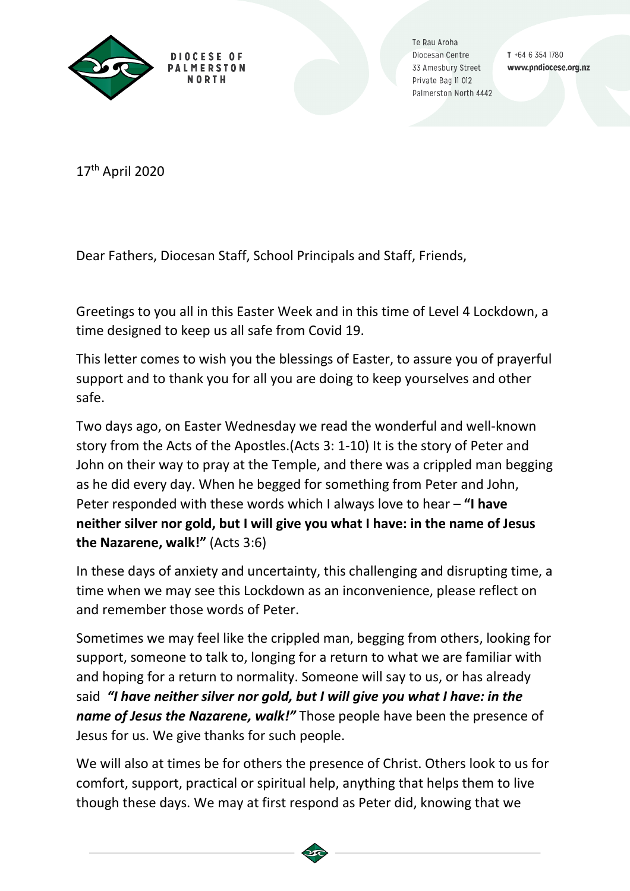DIOCESE OF PALMERSTON NORTH

Te Rau Aroha
Diocesan Centre
33 Amesbury Street
Private Bag 11 012
Palmerston North 4442

T +64 6 354 1780
www.pndiocese.org.nz

17th April 2020

Dear Fathers, Diocesan Staff, School Principals and Staff, Friends,

Greetings to you all in this Easter Week and in this time of Level 4 Lockdown, a time designed to keep us all safe from Covid 19.

This letter comes to wish you the blessings of Easter, to assure you of prayerful support and to thank you for all you are doing to keep yourselves and other safe.

Two days ago, on Easter Wednesday we read the wonderful and well-known story from the Acts of the Apostles.(Acts 3: 1-10) It is the story of Peter and John on their way to pray at the Temple, and there was a crippled man begging as he did every day. When he begged for something from Peter and John, Peter responded with these words which I always love to hear – **"I have neither silver nor gold, but I will give you what I have: in the name of Jesus the Nazarene, walk!"** (Acts 3:6)

In these days of anxiety and uncertainty, this challenging and disrupting time, a time when we may see this Lockdown as an inconvenience, please reflect on and remember those words of Peter.

Sometimes we may feel like the crippled man, begging from others, looking for support, someone to talk to, longing for a return to what we are familiar with and hoping for a return to normality. Someone will say to us, or has already said ***"I have neither silver nor gold, but I will give you what I have: in the name of Jesus the Nazarene, walk!"*** Those people have been the presence of Jesus for us. We give thanks for such people.

We will also at times be for others the presence of Christ. Others look to us for comfort, support, practical or spiritual help, anything that helps them to live though these days. We may at first respond as Peter did, knowing that we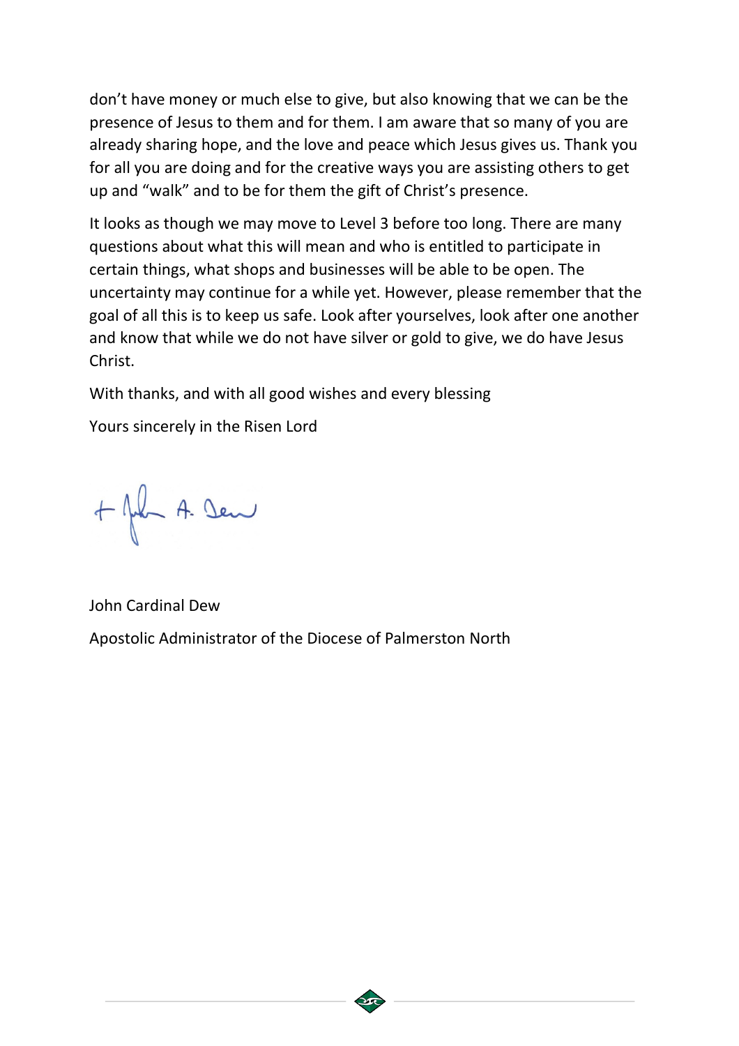don't have money or much else to give, but also knowing that we can be the presence of Jesus to them and for them. I am aware that so many of you are already sharing hope, and the love and peace which Jesus gives us. Thank you for all you are doing and for the creative ways you are assisting others to get up and "walk" and to be for them the gift of Christ's presence.

It looks as though we may move to Level 3 before too long. There are many questions about what this will mean and who is entitled to participate in certain things, what shops and businesses will be able to be open. The uncertainty may continue for a while yet. However, please remember that the goal of all this is to keep us safe. Look after yourselves, look after one another and know that while we do not have silver or gold to give, we do have Jesus Christ.

With thanks, and with all good wishes and every blessing

Yours sincerely in the Risen Lord

+ John A. Dew

John Cardinal Dew

Apostolic Administrator of the Diocese of Palmerston North